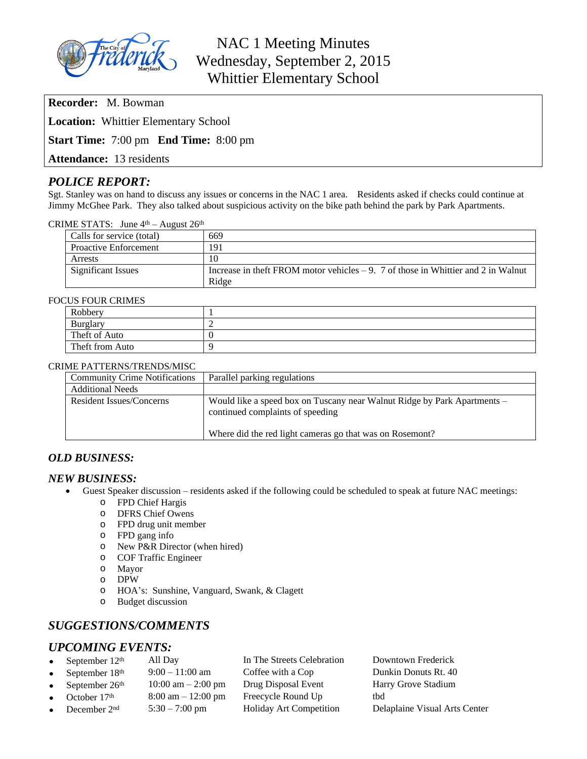# NAC 1 Meeting Minutes
## Wednesday, September 2, 2015
## Whittier Elementary School

**Recorder:** M. Bowman

**Location:** Whittier Elementary School

**Start Time:** 7:00 pm **End Time:** 8:00 pm

**Attendance:** 13 residents

## *POLICE REPORT:*

Sgt. Stanley was on hand to discuss any issues or concerns in the NAC 1 area. Residents asked if checks could continue at Jimmy McGhee Park. They also talked about suspicious activity on the bike path behind the park by Park Apartments.

CRIME STATS: June 4th – August 26th

| | |
|---|---|
| Calls for service (total) | 669 |
| Proactive Enforcement | 191 |
| Arrests | 10 |
| Significant Issues | Increase in theft FROM motor vehicles – 9. 7 of those in Whittier and 2 in Walnut Ridge |

FOCUS FOUR CRIMES

| | |
|---|---|
| Robbery | 1 |
| Burglary | 2 |
| Theft of Auto | 0 |
| Theft from Auto | 9 |

CRIME PATTERNS/TRENDS/MISC

| | |
|---|---|
| Community Crime Notifications | Parallel parking regulations |
| Additional Needs | |
| Resident Issues/Concerns | Would like a speed box on Tuscany near Walnut Ridge by Park Apartments – continued complaints of speeding<br><br>Where did the red light cameras go that was on Rosemont? |

## *OLD BUSINESS:*

## *NEW BUSINESS:*

- Guest Speaker discussion – residents asked if the following could be scheduled to speak at future NAC meetings:
  - FPD Chief Hargis
  - DFRS Chief Owens
  - FPD drug unit member
  - FPD gang info
  - New P&R Director (when hired)
  - COF Traffic Engineer
  - Mayor
  - DPW
  - HOA's: Sunshine, Vanguard, Swank, & Clagett
  - Budget discussion

## *SUGGESTIONS/COMMENTS*

## *UPCOMING EVENTS:*

- September 12th All Day In The Streets Celebration Downtown Frederick
- September 18th 9:00 – 11:00 am Coffee with a Cop Dunkin Donuts Rt. 40
- September 26th 10:00 am – 2:00 pm Drug Disposal Event Harry Grove Stadium
- October 17th 8:00 am – 12:00 pm Freecycle Round Up tbd
- December 2nd 5:30 – 7:00 pm Holiday Art Competition Delaplaine Visual Arts Center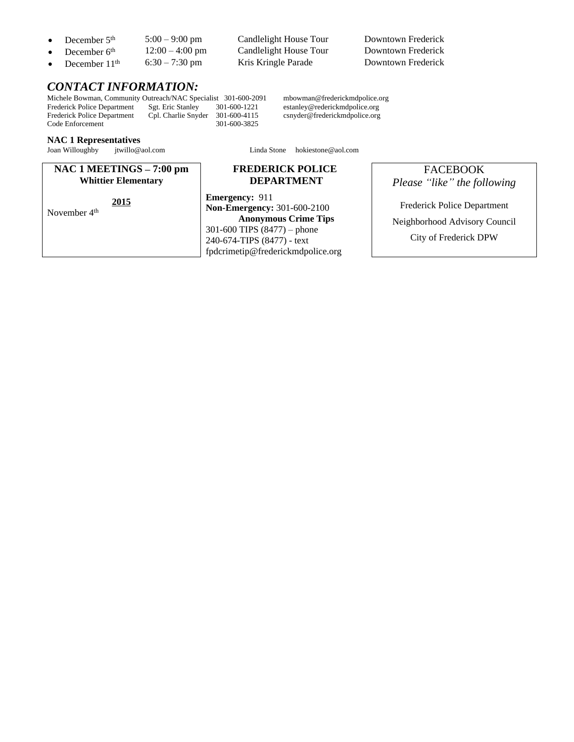- December 5th 5:00 – 9:00 pm Candlelight House Tour Downtown Frederick
- December 6th 12:00 – 4:00 pm Candlelight House Tour Downtown Frederick
- December 11th 6:30 – 7:30 pm Kris Kringle Parade Downtown Frederick

## *CONTACT INFORMATION:*

| | | | |
|---|---|---|---|
| Michele Bowman, Community Outreach/NAC Specialist | | 301-600-2091 | mbowman@frederickmdpolice.org |
| Frederick Police Department | Sgt. Eric Stanley | 301-600-1221 | estanley@roderickmdpolice.org |
| Frederick Police Department | Cpl. Charlie Snyder | 301-600-4115 | csnyder@frederickmdpolice.org |
| Code Enforcement | | 301-600-3825 | |

**NAC 1 Representatives**

Joan Willoughby jtwillo@aol.com

Linda Stone hokiestone@aol.com

**NAC 1 MEETINGS – 7:00 pm**
**Whittier Elementary**

**2015**

November 4th

**FREDERICK POLICE DEPARTMENT**

**Emergency:** 911
**Non-Emergency:** 301-600-2100
**Anonymous Crime Tips**
301-600 TIPS (8477) – phone
240-674-TIPS (8477) - text
fpdcrimetip@frederickmdpolice.org

FACEBOOK
*Please "like" the following*

Frederick Police Department

Neighborhood Advisory Council

City of Frederick DPW